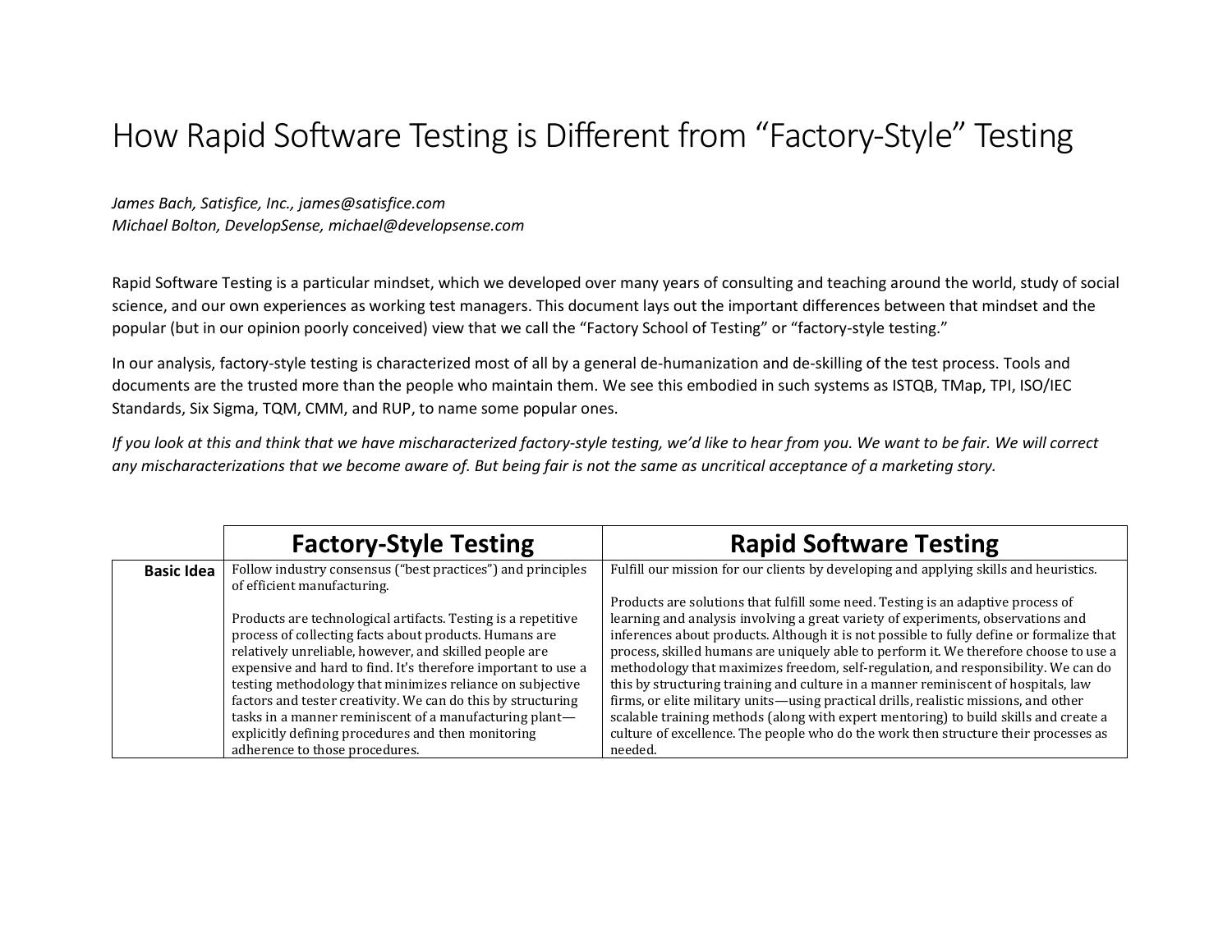# How Rapid Software Testing is Different from "Factory-Style" Testing

*James Bach, Satisfice, Inc., james@satisfice.com*
*Michael Bolton, DevelopSense, michael@developsense.com*

Rapid Software Testing is a particular mindset, which we developed over many years of consulting and teaching around the world, study of social science, and our own experiences as working test managers. This document lays out the important differences between that mindset and the popular (but in our opinion poorly conceived) view that we call the "Factory School of Testing" or "factory-style testing."

In our analysis, factory-style testing is characterized most of all by a general de-humanization and de-skilling of the test process. Tools and documents are the trusted more than the people who maintain them. We see this embodied in such systems as ISTQB, TMap, TPI, ISO/IEC Standards, Six Sigma, TQM, CMM, and RUP, to name some popular ones.

*If you look at this and think that we have mischaracterized factory-style testing, we'd like to hear from you. We want to be fair. We will correct any mischaracterizations that we become aware of. But being fair is not the same as uncritical acceptance of a marketing story.*

| | **Factory-Style Testing** | **Rapid Software Testing** |
|---|---|---|
| **Basic Idea** | Follow industry consensus ("best practices") and principles of efficient manufacturing.<br><br>Products are technological artifacts. Testing is a repetitive process of collecting facts about products. Humans are relatively unreliable, however, and skilled people are expensive and hard to find. It's therefore important to use a testing methodology that minimizes reliance on subjective factors and tester creativity. We can do this by structuring tasks in a manner reminiscent of a manufacturing plant—explicitly defining procedures and then monitoring adherence to those procedures. | Fulfill our mission for our clients by developing and applying skills and heuristics.<br><br>Products are solutions that fulfill some need. Testing is an adaptive process of learning and analysis involving a great variety of experiments, observations and inferences about products. Although it is not possible to fully define or formalize that process, skilled humans are uniquely able to perform it. We therefore choose to use a methodology that maximizes freedom, self-regulation, and responsibility. We can do this by structuring training and culture in a manner reminiscent of hospitals, law firms, or elite military units—using practical drills, realistic missions, and other scalable training methods (along with expert mentoring) to build skills and create a culture of excellence. The people who do the work then structure their processes as needed. |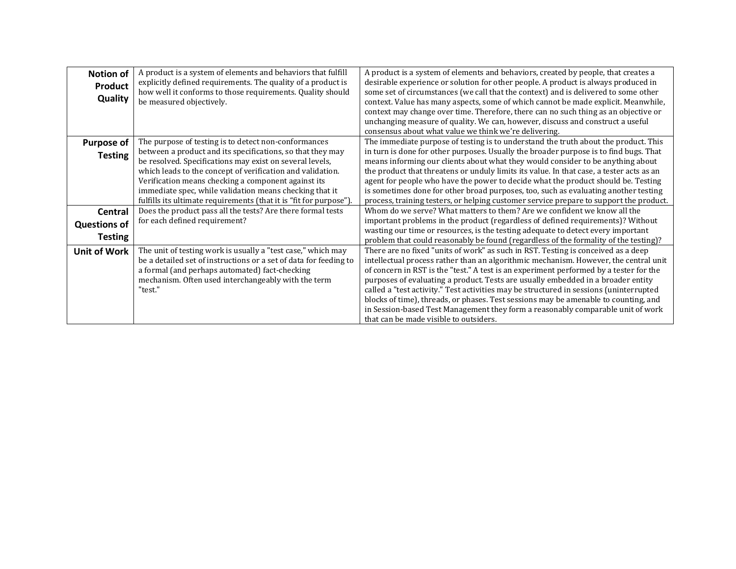| | | |
|---|---|---|
| **Notion of Product Quality** | A product is a system of elements and behaviors that fulfill explicitly defined requirements. The quality of a product is how well it conforms to those requirements. Quality should be measured objectively. | A product is a system of elements and behaviors, created by people, that creates a desirable experience or solution for other people. A product is always produced in some set of circumstances (we call that the context) and is delivered to some other context. Value has many aspects, some of which cannot be made explicit. Meanwhile, context may change over time. Therefore, there can no such thing as an objective or unchanging measure of quality. We can, however, discuss and construct a useful consensus about what value we think we're delivering. |
| **Purpose of Testing** | The purpose of testing is to detect non-conformances between a product and its specifications, so that they may be resolved. Specifications may exist on several levels, which leads to the concept of verification and validation. Verification means checking a component against its immediate spec, while validation means checking that it fulfills its ultimate requirements (that it is "fit for purpose"). | The immediate purpose of testing is to understand the truth about the product. This in turn is done for other purposes. Usually the broader purpose is to find bugs. That means informing our clients about what they would consider to be anything about the product that threatens or unduly limits its value. In that case, a tester acts as an agent for people who have the power to decide what the product should be. Testing is sometimes done for other broad purposes, too, such as evaluating another testing process, training testers, or helping customer service prepare to support the product. |
| **Central Questions of Testing** | Does the product pass all the tests? Are there formal tests for each defined requirement? | Whom do we serve? What matters to them? Are we confident we know all the important problems in the product (regardless of defined requirements)? Without wasting our time or resources, is the testing adequate to detect every important problem that could reasonably be found (regardless of the formality of the testing)? |
| **Unit of Work** | The unit of testing work is usually a "test case," which may be a detailed set of instructions or a set of data for feeding to a formal (and perhaps automated) fact-checking mechanism. Often used interchangeably with the term "test." | There are no fixed "units of work" as such in RST. Testing is conceived as a deep intellectual process rather than an algorithmic mechanism. However, the central unit of concern in RST is the "test." A test is an experiment performed by a tester for the purposes of evaluating a product. Tests are usually embedded in a broader entity called a "test activity." Test activities may be structured in sessions (uninterrupted blocks of time), threads, or phases. Test sessions may be amenable to counting, and in Session-based Test Management they form a reasonably comparable unit of work that can be made visible to outsiders. |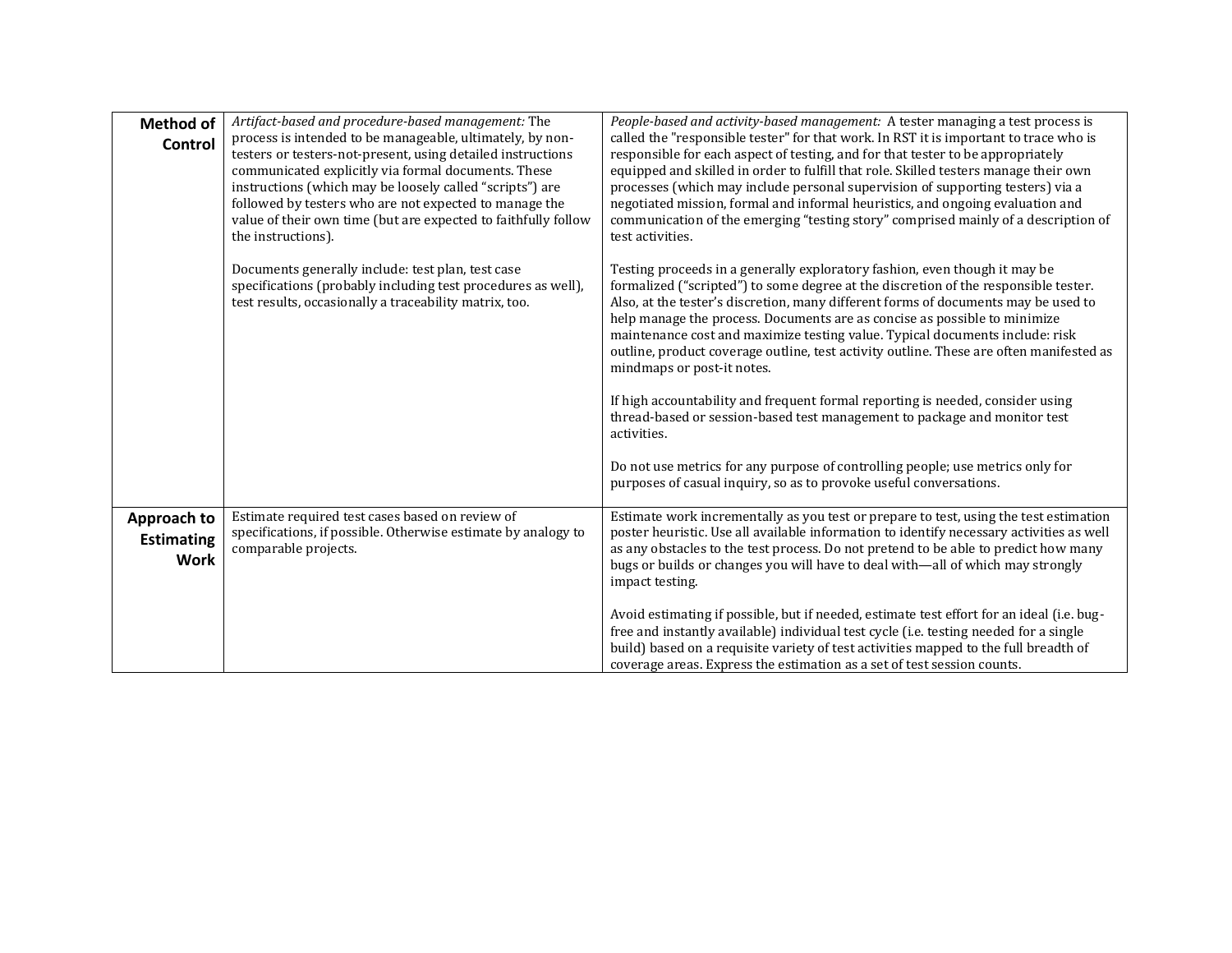| | | |
|---|---|---|
| **Method of Control** | *Artifact-based and procedure-based management:* The process is intended to be manageable, ultimately, by non-testers or testers-not-present, using detailed instructions communicated explicitly via formal documents. These instructions (which may be loosely called "scripts") are followed by testers who are not expected to manage the value of their own time (but are expected to faithfully follow the instructions).<br><br>Documents generally include: test plan, test case specifications (probably including test procedures as well), test results, occasionally a traceability matrix, too. | *People-based and activity-based management:* A tester managing a test process is called the "responsible tester" for that work. In RST it is important to trace who is responsible for each aspect of testing, and for that tester to be appropriately equipped and skilled in order to fulfill that role. Skilled testers manage their own processes (which may include personal supervision of supporting testers) via a negotiated mission, formal and informal heuristics, and ongoing evaluation and communication of the emerging "testing story" comprised mainly of a description of test activities.<br><br>Testing proceeds in a generally exploratory fashion, even though it may be formalized ("scripted") to some degree at the discretion of the responsible tester. Also, at the tester's discretion, many different forms of documents may be used to help manage the process. Documents are as concise as possible to minimize maintenance cost and maximize testing value. Typical documents include: risk outline, product coverage outline, test activity outline. These are often manifested as mindmaps or post-it notes.<br><br>If high accountability and frequent formal reporting is needed, consider using thread-based or session-based test management to package and monitor test activities.<br><br>Do not use metrics for any purpose of controlling people; use metrics only for purposes of casual inquiry, so as to provoke useful conversations. |
| **Approach to Estimating Work** | Estimate required test cases based on review of specifications, if possible. Otherwise estimate by analogy to comparable projects. | Estimate work incrementally as you test or prepare to test, using the test estimation poster heuristic. Use all available information to identify necessary activities as well as any obstacles to the test process. Do not pretend to be able to predict how many bugs or builds or changes you will have to deal with—all of which may strongly impact testing.<br><br>Avoid estimating if possible, but if needed, estimate test effort for an ideal (i.e. bug-free and instantly available) individual test cycle (i.e. testing needed for a single build) based on a requisite variety of test activities mapped to the full breadth of coverage areas. Express the estimation as a set of test session counts. |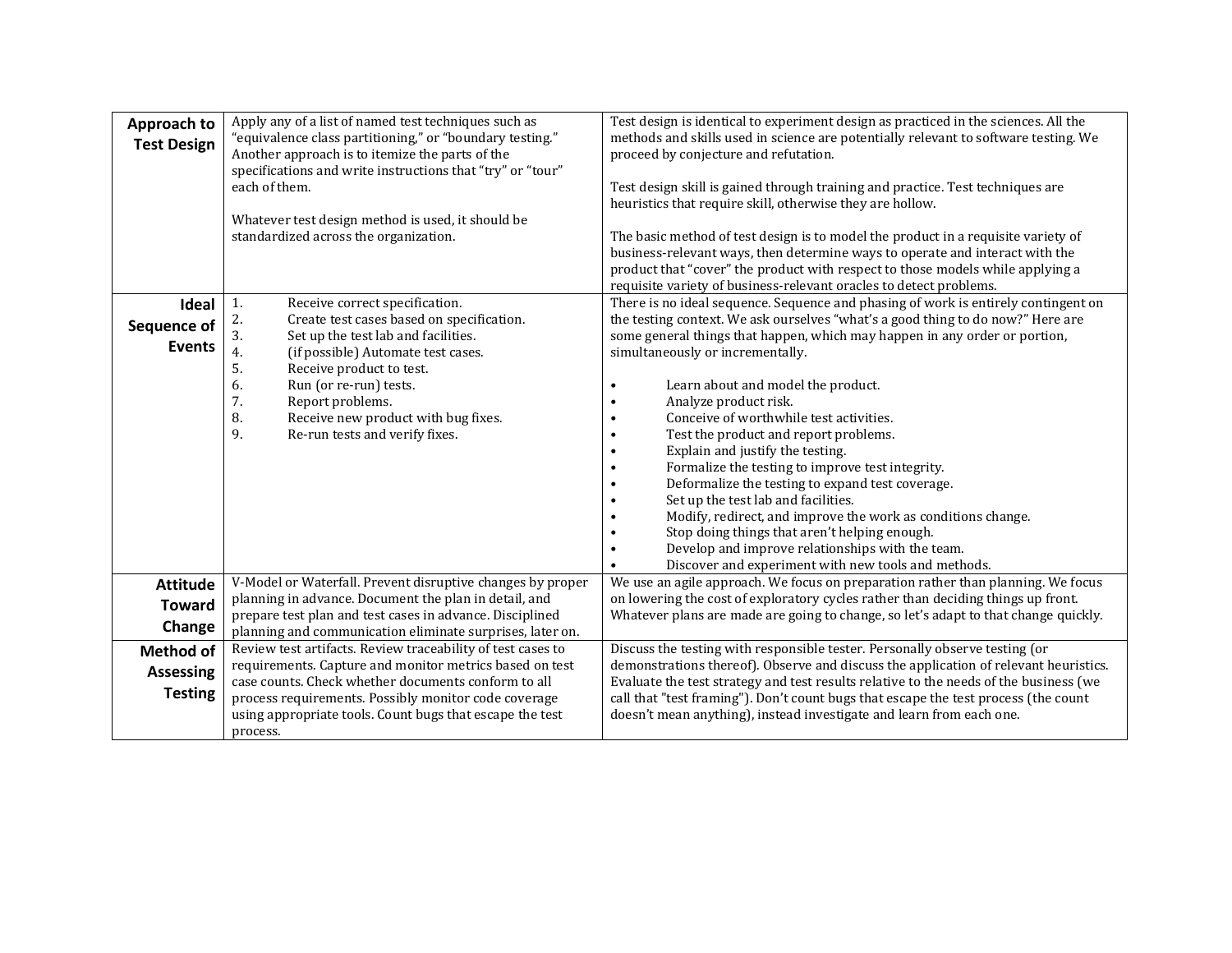| | | |
|---|---|---|
| **Approach to Test Design** | Apply any of a list of named test techniques such as "equivalence class partitioning," or "boundary testing." Another approach is to itemize the parts of the specifications and write instructions that "try" or "tour" each of them.<br><br>Whatever test design method is used, it should be standardized across the organization. | Test design is identical to experiment design as practiced in the sciences. All the methods and skills used in science are potentially relevant to software testing. We proceed by conjecture and refutation.<br><br>Test design skill is gained through training and practice. Test techniques are heuristics that require skill, otherwise they are hollow.<br><br>The basic method of test design is to model the product in a requisite variety of business-relevant ways, then determine ways to operate and interact with the product that "cover" the product with respect to those models while applying a requisite variety of business-relevant oracles to detect problems. |
| **Ideal Sequence of Events** | 1. Receive correct specification.<br>2. Create test cases based on specification.<br>3. Set up the test lab and facilities.<br>4. (if possible) Automate test cases.<br>5. Receive product to test.<br>6. Run (or re-run) tests.<br>7. Report problems.<br>8. Receive new product with bug fixes.<br>9. Re-run tests and verify fixes. | There is no ideal sequence. Sequence and phasing of work is entirely contingent on the testing context. We ask ourselves "what's a good thing to do now?" Here are some general things that happen, which may happen in any order or portion, simultaneously or incrementally.<br><br>• Learn about and model the product.<br>• Analyze product risk.<br>• Conceive of worthwhile test activities.<br>• Test the product and report problems.<br>• Explain and justify the testing.<br>• Formalize the testing to improve test integrity.<br>• Deformalize the testing to expand test coverage.<br>• Set up the test lab and facilities.<br>• Modify, redirect, and improve the work as conditions change.<br>• Stop doing things that aren't helping enough.<br>• Develop and improve relationships with the team.<br>• Discover and experiment with new tools and methods. |
| **Attitude Toward Change** | V-Model or Waterfall. Prevent disruptive changes by proper planning in advance. Document the plan in detail, and prepare test plan and test cases in advance. Disciplined planning and communication eliminate surprises, later on. | We use an agile approach. We focus on preparation rather than planning. We focus on lowering the cost of exploratory cycles rather than deciding things up front. Whatever plans are made are going to change, so let's adapt to that change quickly. |
| **Method of Assessing Testing** | Review test artifacts. Review traceability of test cases to requirements. Capture and monitor metrics based on test case counts. Check whether documents conform to all process requirements. Possibly monitor code coverage using appropriate tools. Count bugs that escape the test process. | Discuss the testing with responsible tester. Personally observe testing (or demonstrations thereof). Observe and discuss the application of relevant heuristics. Evaluate the test strategy and test results relative to the needs of the business (we call that "test framing"). Don't count bugs that escape the test process (the count doesn't mean anything), instead investigate and learn from each one. |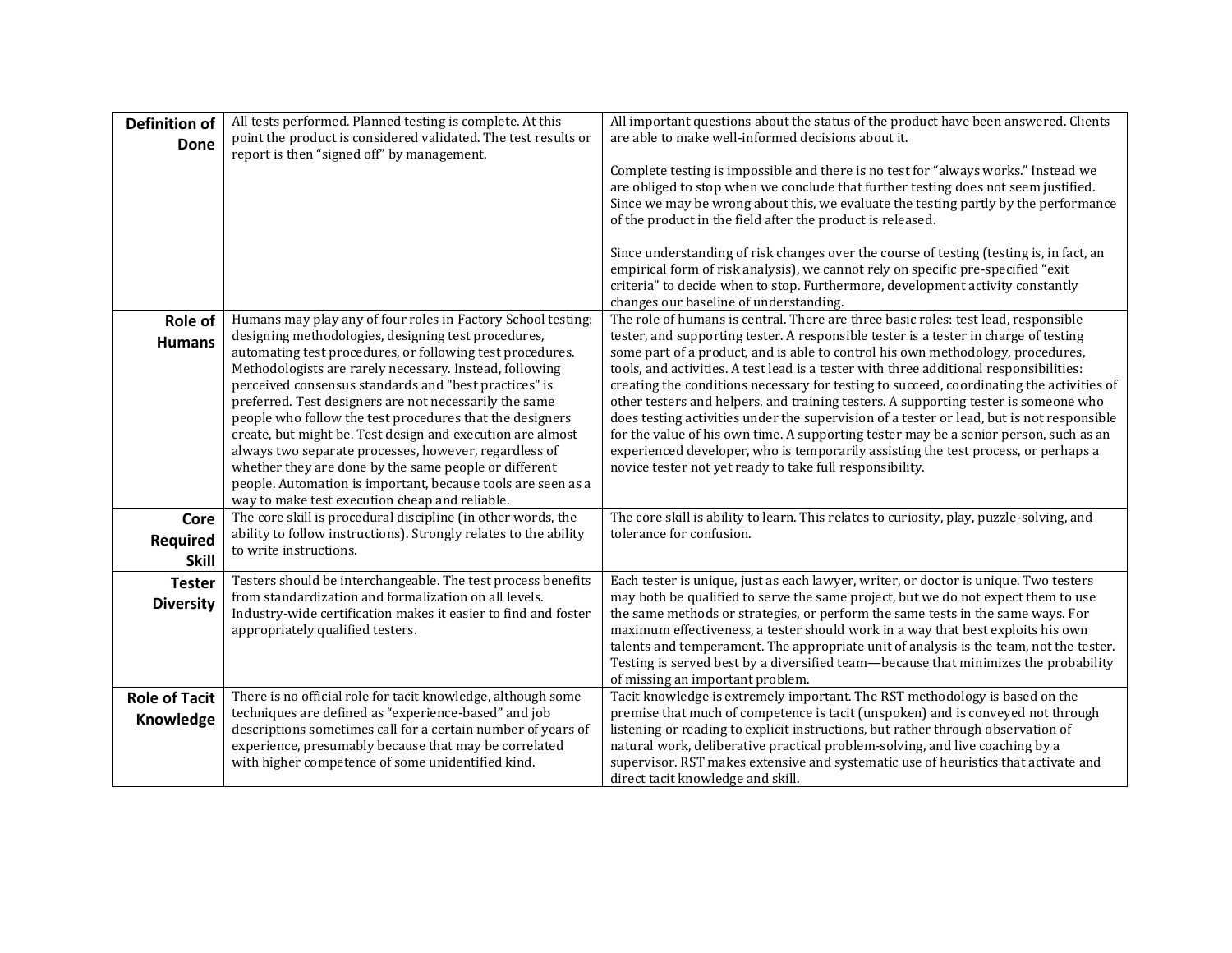| | | |
|---|---|---|
| **Definition of Done** | All tests performed. Planned testing is complete. At this point the product is considered validated. The test results or report is then "signed off" by management. | All important questions about the status of the product have been answered. Clients are able to make well-informed decisions about it.<br><br>Complete testing is impossible and there is no test for "always works." Instead we are obliged to stop when we conclude that further testing does not seem justified. Since we may be wrong about this, we evaluate the testing partly by the performance of the product in the field after the product is released.<br><br>Since understanding of risk changes over the course of testing (testing is, in fact, an empirical form of risk analysis), we cannot rely on specific pre-specified "exit criteria" to decide when to stop. Furthermore, development activity constantly changes our baseline of understanding. |
| **Role of Humans** | Humans may play any of four roles in Factory School testing: designing methodologies, designing test procedures, automating test procedures, or following test procedures. Methodologists are rarely necessary. Instead, following perceived consensus standards and "best practices" is preferred. Test designers are not necessarily the same people who follow the test procedures that the designers create, but might be. Test design and execution are almost always two separate processes, however, regardless of whether they are done by the same people or different people. Automation is important, because tools are seen as a way to make test execution cheap and reliable. | The role of humans is central. There are three basic roles: test lead, responsible tester, and supporting tester. A responsible tester is a tester in charge of testing some part of a product, and is able to control his own methodology, procedures, tools, and activities. A test lead is a tester with three additional responsibilities: creating the conditions necessary for testing to succeed, coordinating the activities of other testers and helpers, and training testers. A supporting tester is someone who does testing activities under the supervision of a tester or lead, but is not responsible for the value of his own time. A supporting tester may be a senior person, such as an experienced developer, who is temporarily assisting the test process, or perhaps a novice tester not yet ready to take full responsibility. |
| **Core Required Skill** | The core skill is procedural discipline (in other words, the ability to follow instructions). Strongly relates to the ability to write instructions. | The core skill is ability to learn. This relates to curiosity, play, puzzle-solving, and tolerance for confusion. |
| **Tester Diversity** | Testers should be interchangeable. The test process benefits from standardization and formalization on all levels. Industry-wide certification makes it easier to find and foster appropriately qualified testers. | Each tester is unique, just as each lawyer, writer, or doctor is unique. Two testers may both be qualified to serve the same project, but we do not expect them to use the same methods or strategies, or perform the same tests in the same ways. For maximum effectiveness, a tester should work in a way that best exploits his own talents and temperament. The appropriate unit of analysis is the team, not the tester. Testing is served best by a diversified team—because that minimizes the probability of missing an important problem. |
| **Role of Tacit Knowledge** | There is no official role for tacit knowledge, although some techniques are defined as "experience-based" and job descriptions sometimes call for a certain number of years of experience, presumably because that may be correlated with higher competence of some unidentified kind. | Tacit knowledge is extremely important. The RST methodology is based on the premise that much of competence is tacit (unspoken) and is conveyed not through listening or reading to explicit instructions, but rather through observation of natural work, deliberative practical problem-solving, and live coaching by a supervisor. RST makes extensive and systematic use of heuristics that activate and direct tacit knowledge and skill. |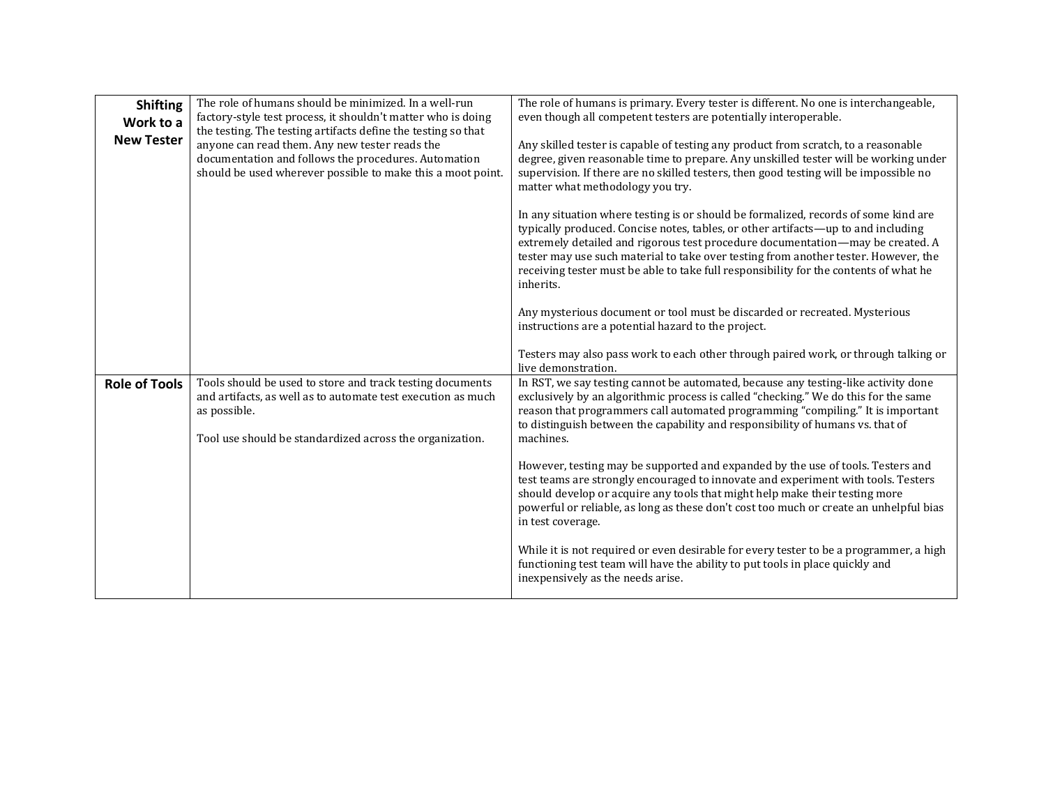| | | |
|---|---|---|
| **Shifting Work to a New Tester** | The role of humans should be minimized. In a well-run factory-style test process, it shouldn't matter who is doing the testing. The testing artifacts define the testing so that anyone can read them. Any new tester reads the documentation and follows the procedures. Automation should be used wherever possible to make this a moot point. | The role of humans is primary. Every tester is different. No one is interchangeable, even though all competent testers are potentially interoperable.<br><br>Any skilled tester is capable of testing any product from scratch, to a reasonable degree, given reasonable time to prepare. Any unskilled tester will be working under supervision. If there are no skilled testers, then good testing will be impossible no matter what methodology you try.<br><br>In any situation where testing is or should be formalized, records of some kind are typically produced. Concise notes, tables, or other artifacts—up to and including extremely detailed and rigorous test procedure documentation—may be created. A tester may use such material to take over testing from another tester. However, the receiving tester must be able to take full responsibility for the contents of what he inherits.<br><br>Any mysterious document or tool must be discarded or recreated. Mysterious instructions are a potential hazard to the project.<br><br>Testers may also pass work to each other through paired work, or through talking or live demonstration. |
| **Role of Tools** | Tools should be used to store and track testing documents and artifacts, as well as to automate test execution as much as possible.<br><br>Tool use should be standardized across the organization. | In RST, we say testing cannot be automated, because any testing-like activity done exclusively by an algorithmic process is called "checking." We do this for the same reason that programmers call automated programming "compiling." It is important to distinguish between the capability and responsibility of humans vs. that of machines.<br><br>However, testing may be supported and expanded by the use of tools. Testers and test teams are strongly encouraged to innovate and experiment with tools. Testers should develop or acquire any tools that might help make their testing more powerful or reliable, as long as these don't cost too much or create an unhelpful bias in test coverage.<br><br>While it is not required or even desirable for every tester to be a programmer, a high functioning test team will have the ability to put tools in place quickly and inexpensively as the needs arise. |